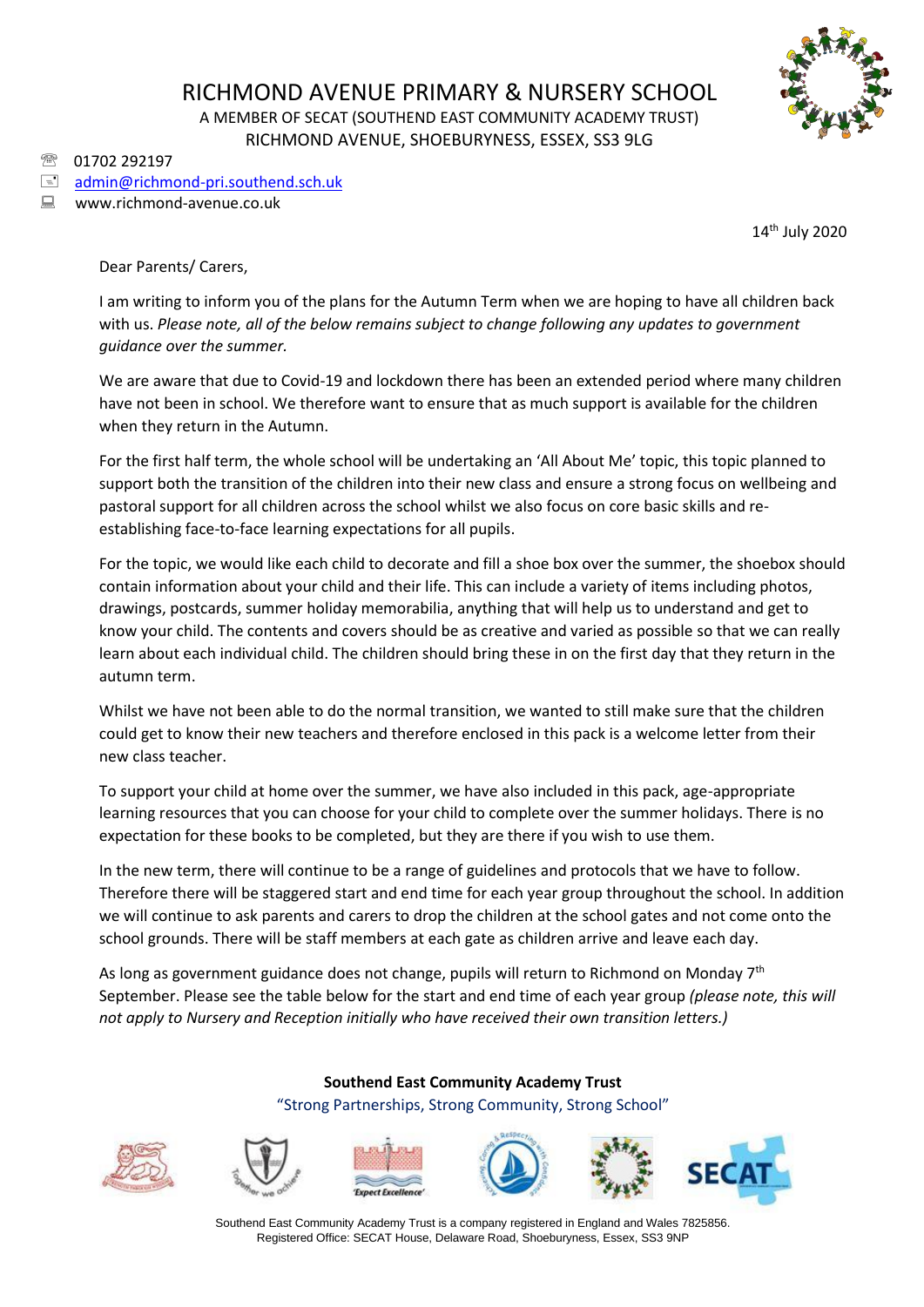# RICHMOND AVENUE PRIMARY & NURSERY SCHOOL

A MEMBER OF SECAT (SOUTHEND EAST COMMUNITY ACADEMY TRUST)
RICHMOND AVENUE, SHOEBURYNESS, ESSEX, SS3 9LG

01702 292197
admin@richmond-pri.southend.sch.uk
www.richmond-avenue.co.uk

14th July 2020

Dear Parents/ Carers,

I am writing to inform you of the plans for the Autumn Term when we are hoping to have all children back with us. *Please note, all of the below remains subject to change following any updates to government guidance over the summer.*

We are aware that due to Covid-19 and lockdown there has been an extended period where many children have not been in school. We therefore want to ensure that as much support is available for the children when they return in the Autumn.

For the first half term, the whole school will be undertaking an 'All About Me' topic, this topic planned to support both the transition of the children into their new class and ensure a strong focus on wellbeing and pastoral support for all children across the school whilst we also focus on core basic skills and re-establishing face-to-face learning expectations for all pupils.

For the topic, we would like each child to decorate and fill a shoe box over the summer, the shoebox should contain information about your child and their life. This can include a variety of items including photos, drawings, postcards, summer holiday memorabilia, anything that will help us to understand and get to know your child. The contents and covers should be as creative and varied as possible so that we can really learn about each individual child. The children should bring these in on the first day that they return in the autumn term.

Whilst we have not been able to do the normal transition, we wanted to still make sure that the children could get to know their new teachers and therefore enclosed in this pack is a welcome letter from their new class teacher.

To support your child at home over the summer, we have also included in this pack, age-appropriate learning resources that you can choose for your child to complete over the summer holidays. There is no expectation for these books to be completed, but they are there if you wish to use them.

In the new term, there will continue to be a range of guidelines and protocols that we have to follow. Therefore there will be staggered start and end time for each year group throughout the school. In addition we will continue to ask parents and carers to drop the children at the school gates and not come onto the school grounds. There will be staff members at each gate as children arrive and leave each day.

As long as government guidance does not change, pupils will return to Richmond on Monday 7th September. Please see the table below for the start and end time of each year group *(please note, this will not apply to Nursery and Reception initially who have received their own transition letters.)*

**Southend East Community Academy Trust**
"Strong Partnerships, Strong Community, Strong School"

Southend East Community Academy Trust is a company registered in England and Wales 7825856.
Registered Office: SECAT House, Delaware Road, Shoeburyness, Essex, SS3 9NP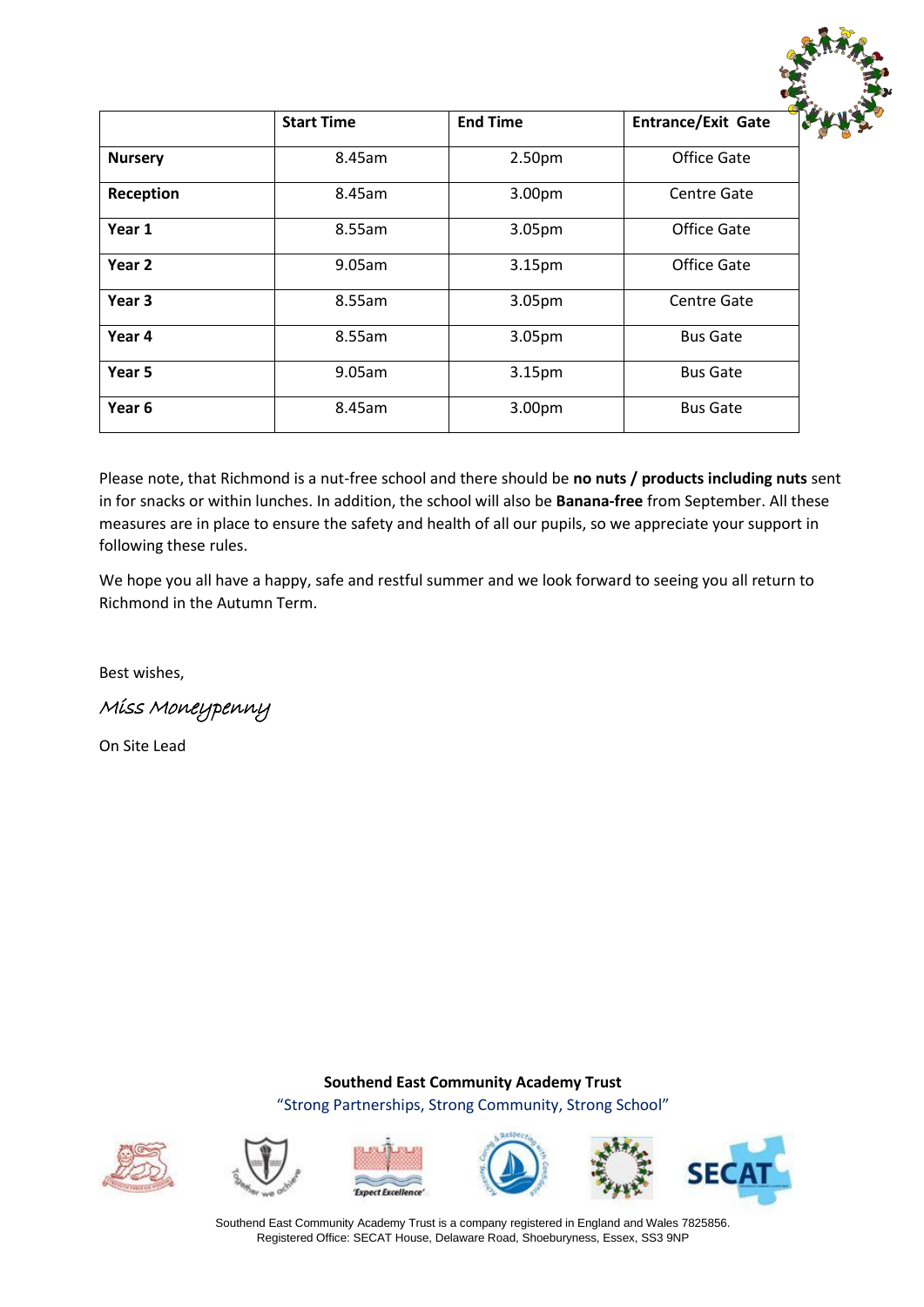| | Start Time | End Time | Entrance/Exit Gate |
|---|---|---|---|
| **Nursery** | 8.45am | 2.50pm | Office Gate |
| **Reception** | 8.45am | 3.00pm | Centre Gate |
| **Year 1** | 8.55am | 3.05pm | Office Gate |
| **Year 2** | 9.05am | 3.15pm | Office Gate |
| **Year 3** | 8.55am | 3.05pm | Centre Gate |
| **Year 4** | 8.55am | 3.05pm | Bus Gate |
| **Year 5** | 9.05am | 3.15pm | Bus Gate |
| **Year 6** | 8.45am | 3.00pm | Bus Gate |

Please note, that Richmond is a nut-free school and there should be **no nuts / products including nuts** sent in for snacks or within lunches. In addition, the school will also be **Banana-free** from September. All these measures are in place to ensure the safety and health of all our pupils, so we appreciate your support in following these rules.

We hope you all have a happy, safe and restful summer and we look forward to seeing you all return to Richmond in the Autumn Term.

Best wishes,

*Miss Moneypenny*

On Site Lead

**Southend East Community Academy Trust**

"Strong Partnerships, Strong Community, Strong School"

Southend East Community Academy Trust is a company registered in England and Wales 7825856.
Registered Office: SECAT House, Delaware Road, Shoeburyness, Essex, SS3 9NP